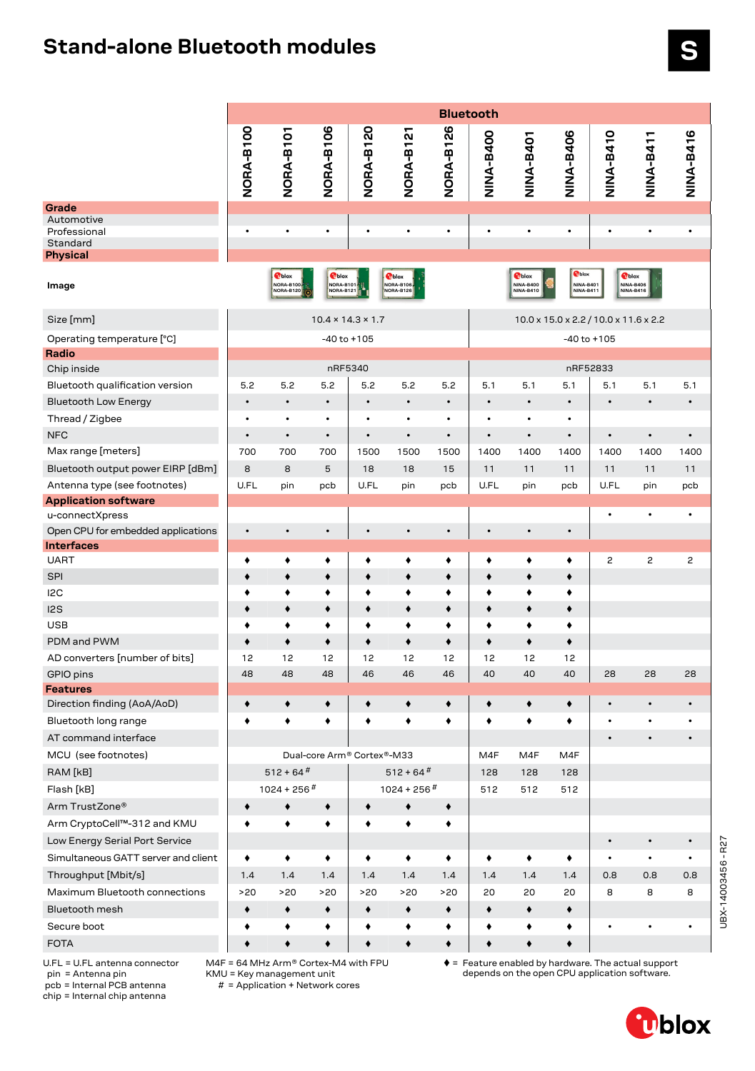# Stand-alone Bluetooth modules

S

| | Bluetooth | | | | | | | | | | | |
|---|---|---|---|---|---|---|---|---|---|---|---|---|
| | NORA-B100 | NORA-B101 | NORA-B106 | NORA-B120 | NORA-B121 | NORA-B126 | NINA-B400 | NINA-B401 | NINA-B406 | NINA-B410 | NINA-B411 | NINA-B416 |
| **Grade** | | | | | | | | | | | | |
| Automotive | | | | | | | | | | | | |
| Professional | • | • | • | • | • | • | • | • | • | • | • | • |
| Standard | | | | | | | | | | | | |
| **Physical** | | | | | | | | | | | | |
| Image | | | | | | | | | | | | |
| Size [mm] | 10.4 × 14.3 × 1.7 | | | | | | 10.0 x 15.0 x 2.2 / 10.0 x 11.6 x 2.2 | | | | | |
| Operating temperature [°C] | -40 to +105 | | | | | | -40 to +105 | | | | | |
| **Radio** | | | | | | | | | | | | |
| Chip inside | nRF5340 | | | | | | nRF52833 | | | | | |
| Bluetooth qualification version | 5.2 | 5.2 | 5.2 | 5.2 | 5.2 | 5.2 | 5.1 | 5.1 | 5.1 | 5.1 | 5.1 | 5.1 |
| Bluetooth Low Energy | • | • | • | • | • | • | • | • | • | • | • | • |
| Thread / Zigbee | • | • | • | • | • | • | • | • | • | | | |
| NFC | • | • | • | • | • | • | • | • | • | • | • | • |
| Max range [meters] | 700 | 700 | 700 | 1500 | 1500 | 1500 | 1400 | 1400 | 1400 | 1400 | 1400 | 1400 |
| Bluetooth output power EIRP [dBm] | 8 | 8 | 5 | 18 | 18 | 15 | 11 | 11 | 11 | 11 | 11 | 11 |
| Antenna type (see footnotes) | U.FL | pin | pcb | U.FL | pin | pcb | U.FL | pin | pcb | U.FL | pin | pcb |
| **Application software** | | | | | | | | | | | | |
| u-connectXpress | | | | | | | | | | • | • | • |
| Open CPU for embedded applications | • | • | • | • | • | • | • | • | • | | | |
| **Interfaces** | | | | | | | | | | | | |
| UART | ♦ | ♦ | ♦ | ♦ | ♦ | ♦ | ♦ | ♦ | ♦ | 2 | 2 | 2 |
| SPI | ♦ | ♦ | ♦ | ♦ | ♦ | ♦ | ♦ | ♦ | ♦ | | | |
| I2C | ♦ | ♦ | ♦ | ♦ | ♦ | ♦ | ♦ | ♦ | ♦ | | | |
| I2S | ♦ | ♦ | ♦ | ♦ | ♦ | ♦ | ♦ | ♦ | ♦ | | | |
| USB | ♦ | ♦ | ♦ | ♦ | ♦ | ♦ | ♦ | ♦ | ♦ | | | |
| PDM and PWM | ♦ | ♦ | ♦ | ♦ | ♦ | ♦ | ♦ | ♦ | ♦ | | | |
| AD converters [number of bits] | 12 | 12 | 12 | 12 | 12 | 12 | 12 | 12 | 12 | | | |
| GPIO pins | 48 | 48 | 48 | 46 | 46 | 46 | 40 | 40 | 40 | 28 | 28 | 28 |
| **Features** | | | | | | | | | | | | |
| Direction finding (AoA/AoD) | ♦ | ♦ | ♦ | ♦ | ♦ | ♦ | ♦ | ♦ | ♦ | • | • | • |
| Bluetooth long range | ♦ | ♦ | ♦ | ♦ | ♦ | ♦ | ♦ | ♦ | ♦ | • | • | • |
| AT command interface | | | | | | | | | | • | • | • |
| MCU (see footnotes) | Dual-core Arm® Cortex®-M33 | | | | | | M4F | M4F | M4F | | | |
| RAM [kB] | 512 + 64 # | | | 512 + 64 # | | | 128 | 128 | 128 | | | |
| Flash [kB] | 1024 + 256 # | | | 1024 + 256 # | | | 512 | 512 | 512 | | | |
| Arm TrustZone® | ♦ | ♦ | ♦ | ♦ | ♦ | ♦ | | | | | | |
| Arm CryptoCell™-312 and KMU | ♦ | ♦ | ♦ | ♦ | ♦ | ♦ | | | | | | |
| Low Energy Serial Port Service | | | | | | | | | | • | • | • |
| Simultaneous GATT server and client | ♦ | ♦ | ♦ | ♦ | ♦ | ♦ | ♦ | ♦ | ♦ | • | • | • |
| Throughput [Mbit/s] | 1.4 | 1.4 | 1.4 | 1.4 | 1.4 | 1.4 | 1.4 | 1.4 | 1.4 | 0.8 | 0.8 | 0.8 |
| Maximum Bluetooth connections | >20 | >20 | >20 | >20 | >20 | >20 | 20 | 20 | 20 | 8 | 8 | 8 |
| Bluetooth mesh | ♦ | ♦ | ♦ | ♦ | ♦ | ♦ | ♦ | ♦ | ♦ | | | |
| Secure boot | ♦ | ♦ | ♦ | ♦ | ♦ | ♦ | ♦ | ♦ | ♦ | • | • | • |
| FOTA | ♦ | ♦ | ♦ | ♦ | ♦ | ♦ | ♦ | ♦ | ♦ | | | |

U.FL = U.FL antenna connector
pin = Antenna pin
pcb = Internal PCB antenna
chip = Internal chip antenna

M4F = 64 MHz Arm® Cortex-M4 with FPU
KMU = Key management unit
# = Application + Network cores

♦ = Feature enabled by hardware. The actual support depends on the open CPU application software.

UBX-14003456 - R27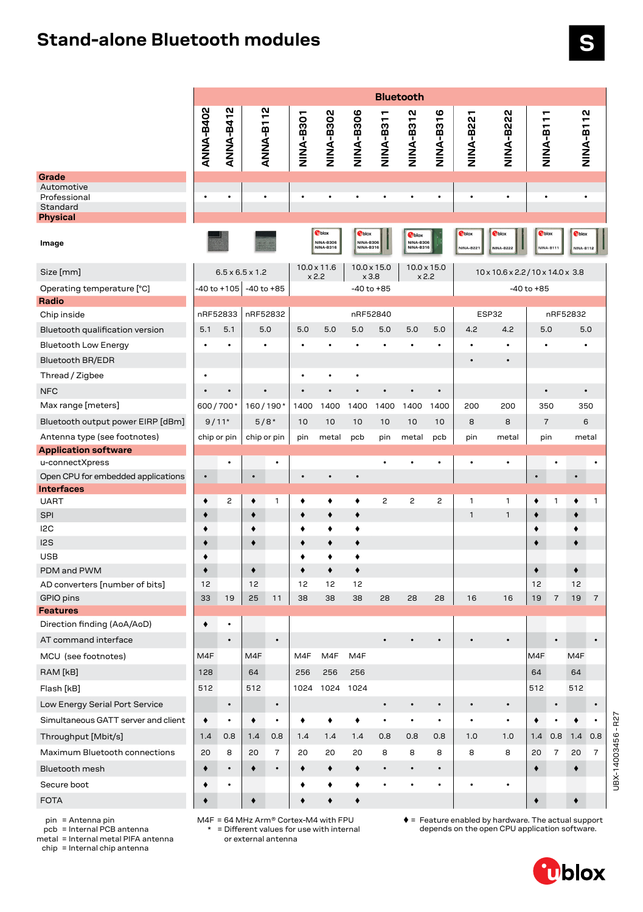# Stand-alone Bluetooth modules

| | ANNA-B402 | ANNA-B412 | ANNA-B112 | | NINA-B301 | NINA-B302 | NINA-B306 | NINA-B311 | NINA-B312 | NINA-B316 | NINA-B221 | NINA-B222 | NINA-B111 | | NINA-B112 | |
|---|---|---|---|---|---|---|---|---|---|---|---|---|---|---|---|---|
| | **Bluetooth** | | | | | | | | | | | | | | | |
| **Grade** | | | | | | | | | | | | | | | | |
| Automotive | | | | | | | | | | | | | | | | |
| Professional | • | • | • | | • | • | • | • | • | • | • | • | • | | • | |
| Standard | | | | | | | | | | | | | | | | |
| **Physical** | | | | | | | | | | | | | | | | |
| Image | | | | | | | | | | | | | | | | |
| Size [mm] | 6.5 x 6.5 x 1.2 | | | | 10.0 x 11.6 x 2.2 | | 10.0 x 15.0 x 3.8 | | 10.0 x 15.0 x 2.2 | | 10 x 10.6 x 2.2 / 10 x 14.0 x 3.8 | | | | | |
| Operating temperature [°C] | -40 to +105 | | -40 to +85 | | -40 to +85 | | | | | | -40 to +85 | | | | | |
| **Radio** | | | | | | | | | | | | | | | | |
| Chip inside | nRF52833 | | nRF52832 | | nRF52840 | | | | | | ESP32 | | nRF52832 | | | |
| Bluetooth qualification version | 5.1 | 5.1 | 5.0 | | 5.0 | 5.0 | 5.0 | 5.0 | 5.0 | 5.0 | 4.2 | 4.2 | 5.0 | | 5.0 | |
| Bluetooth Low Energy | • | • | • | | • | • | • | • | • | • | • | • | • | | • | |
| Bluetooth BR/EDR | | | | | | | | | | | • | • | | | | |
| Thread / Zigbee | • | | | | • | • | • | | | | | | | | | |
| NFC | • | • | • | | • | • | • | • | • | • | | | • | | • | |
| Max range [meters] | 600 / 700* | | 160 / 190* | | 1400 | 1400 | 1400 | 1400 | 1400 | 1400 | 200 | 200 | 350 | | 350 | |
| Bluetooth output power EIRP [dBm] | 9 / 11* | | 5 / 8* | | 10 | 10 | 10 | 10 | 10 | 10 | 8 | 8 | 7 | | 6 | |
| Antenna type (see footnotes) | chip or pin | | chip or pin | | pin | metal | pcb | pin | metal | pcb | pin | metal | pin | | metal | |
| **Application software** | | | | | | | | | | | | | | | | |
| u-connectXpress | | • | | • | | | | • | • | • | • | • | | • | | • |
| Open CPU for embedded applications | • | | • | | • | • | • | | | | | | • | | • | |
| **Interfaces** | | | | | | | | | | | | | | | | |
| UART | ♦ | 2 | ♦ | 1 | ♦ | ♦ | ♦ | 2 | 2 | 2 | 1 | 1 | ♦ | 1 | ♦ | 1 |
| SPI | ♦ | | ♦ | | ♦ | ♦ | ♦ | | | | 1 | 1 | ♦ | | ♦ | |
| I2C | ♦ | | ♦ | | ♦ | ♦ | ♦ | | | | | | ♦ | | ♦ | |
| I2S | ♦ | | ♦ | | ♦ | ♦ | ♦ | | | | | | ♦ | | ♦ | |
| USB | ♦ | | | | ♦ | ♦ | ♦ | | | | | | | | | |
| PDM and PWM | ♦ | | ♦ | | ♦ | ♦ | ♦ | | | | | | ♦ | | ♦ | |
| AD converters [number of bits] | 12 | | 12 | | 12 | 12 | 12 | | | | | | 12 | | 12 | |
| GPIO pins | 33 | 19 | 25 | 11 | 38 | 38 | 38 | 28 | 28 | 28 | 16 | 16 | 19 | 7 | 19 | 7 |
| **Features** | | | | | | | | | | | | | | | | |
| Direction finding (AoA/AoD) | ♦ | • | | | | | | | | | | | | | | |
| AT command interface | | • | | • | | | | • | • | • | • | • | | • | | • |
| MCU (see footnotes) | M4F | | M4F | | M4F | M4F | M4F | | | | | | M4F | | M4F | |
| RAM [kB] | 128 | | 64 | | 256 | 256 | 256 | | | | | | 64 | | 64 | |
| Flash [kB] | 512 | | 512 | | 1024 | 1024 | 1024 | | | | | | 512 | | 512 | |
| Low Energy Serial Port Service | | • | | • | | | | • | • | • | • | • | | • | | • |
| Simultaneous GATT server and client | ♦ | • | ♦ | • | ♦ | ♦ | ♦ | • | • | • | • | • | ♦ | • | ♦ | • |
| Throughput [Mbit/s] | 1.4 | 0.8 | 1.4 | 0.8 | 1.4 | 1.4 | 1.4 | 0.8 | 0.8 | 0.8 | 1.0 | 1.0 | 1.4 | 0.8 | 1.4 | 0.8 |
| Maximum Bluetooth connections | 20 | 8 | 20 | 7 | 20 | 20 | 20 | 8 | 8 | 8 | 8 | 8 | 20 | 7 | 20 | 7 |
| Bluetooth mesh | ♦ | • | ♦ | • | ♦ | ♦ | ♦ | • | • | • | | | ♦ | | ♦ | |
| Secure boot | ♦ | • | | | ♦ | ♦ | ♦ | • | • | • | • | • | | | | |
| FOTA | ♦ | | ♦ | | ♦ | ♦ | ♦ | | | | | | ♦ | | ♦ | |

pin = Antenna pin
pcb = Internal PCB antenna
metal = Internal metal PIFA antenna
chip = Internal chip antenna

M4F = 64 MHz Arm® Cortex-M4 with FPU
\* = Different values for use with internal or external antenna

♦ = Feature enabled by hardware. The actual support depends on the open CPU application software.

UBX-14003456 - R27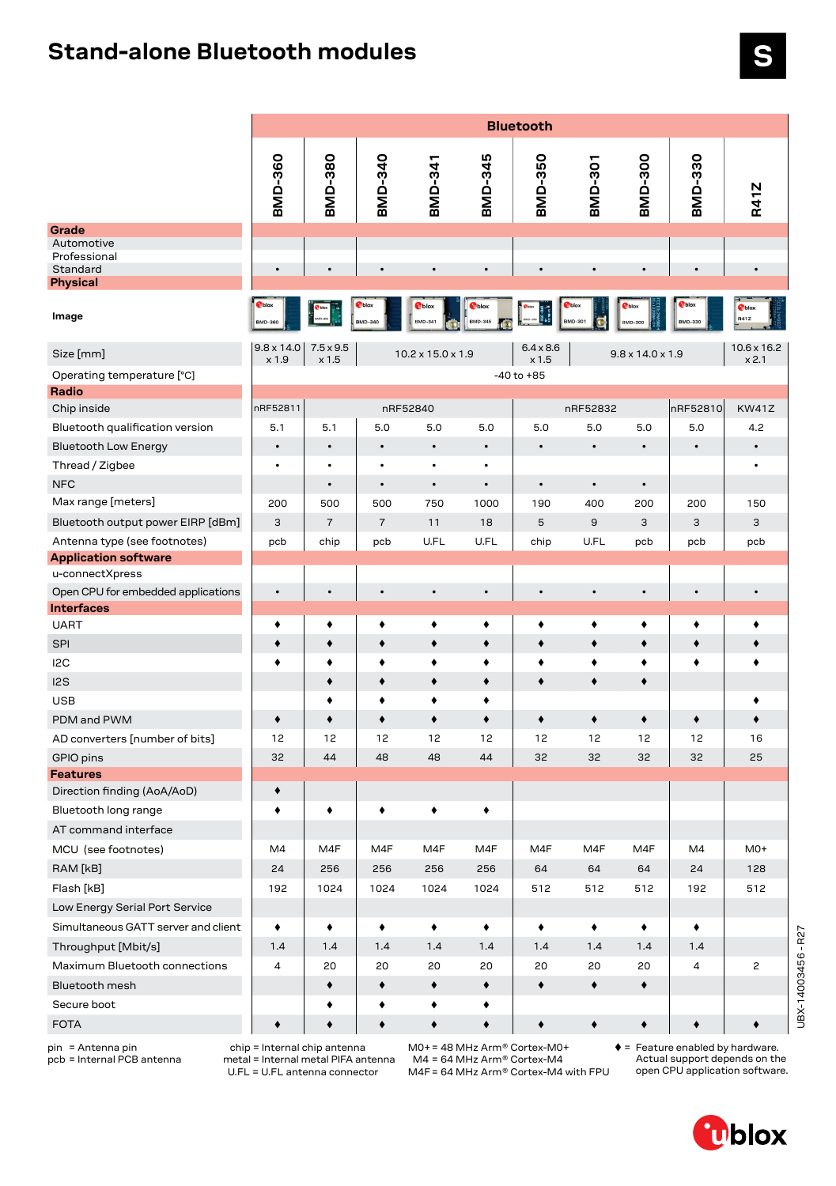# Stand-alone Bluetooth modules

S

| | Bluetooth | | | | | | | | | |
|---|---|---|---|---|---|---|---|---|---|---|
| | BMD-360 | BMD-380 | BMD-340 | BMD-341 | BMD-345 | BMD-350 | BMD-301 | BMD-300 | BMD-330 | R41Z |
| **Grade** | | | | | | | | | | |
| Automotive | | | | | | | | | | |
| Professional | | | | | | | | | | |
| Standard | • | • | • | • | • | • | • | • | • | • |
| **Physical** | | | | | | | | | | |
| Image | | | | | | | | | | |
| Size [mm] | 9.8 x 14.0 x 1.9 | 7.5 x 9.5 x 1.5 | 10.2 x 15.0 x 1.9 | | | 6.4 x 8.6 x 1.5 | 9.8 x 14.0 x 1.9 | | | 10.6 x 16.2 x 2.1 |
| Operating temperature [°C] | -40 to +85 | | | | | | | | | |
| **Radio** | | | | | | | | | | |
| Chip inside | nRF52811 | nRF52840 | | | | nRF52832 | | | nRF52810 | KW41Z |
| Bluetooth qualification version | 5.1 | 5.1 | 5.0 | 5.0 | 5.0 | 5.0 | 5.0 | 5.0 | 5.0 | 4.2 |
| Bluetooth Low Energy | • | • | • | • | • | • | • | • | • | • |
| Thread / Zigbee | • | • | • | • | • | | | | | • |
| NFC | | • | • | • | • | • | • | • | | |
| Max range [meters] | 200 | 500 | 500 | 750 | 1000 | 190 | 400 | 200 | 200 | 150 |
| Bluetooth output power EIRP [dBm] | 3 | 7 | 7 | 11 | 18 | 5 | 9 | 3 | 3 | 3 |
| Antenna type (see footnotes) | pcb | chip | pcb | U.FL | U.FL | chip | U.FL | pcb | pcb | pcb |
| **Application software** | | | | | | | | | | |
| u-connectXpress | | | | | | | | | | |
| Open CPU for embedded applications | • | • | • | • | • | • | • | • | • | • |
| **Interfaces** | | | | | | | | | | |
| UART | ♦ | ♦ | ♦ | ♦ | ♦ | ♦ | ♦ | ♦ | ♦ | ♦ |
| SPI | ♦ | ♦ | ♦ | ♦ | ♦ | ♦ | ♦ | ♦ | ♦ | ♦ |
| I2C | ♦ | ♦ | ♦ | ♦ | ♦ | ♦ | ♦ | ♦ | ♦ | ♦ |
| I2S | | ♦ | ♦ | ♦ | ♦ | ♦ | ♦ | ♦ | | |
| USB | | ♦ | ♦ | ♦ | ♦ | | | | | ♦ |
| PDM and PWM | ♦ | ♦ | ♦ | ♦ | ♦ | ♦ | ♦ | ♦ | ♦ | ♦ |
| AD converters [number of bits] | 12 | 12 | 12 | 12 | 12 | 12 | 12 | 12 | 12 | 16 |
| GPIO pins | 32 | 44 | 48 | 48 | 44 | 32 | 32 | 32 | 32 | 25 |
| **Features** | | | | | | | | | | |
| Direction finding (AoA/AoD) | ♦ | | | | | | | | | |
| Bluetooth long range | ♦ | ♦ | ♦ | ♦ | ♦ | | | | | |
| AT command interface | | | | | | | | | | |
| MCU (see footnotes) | M4 | M4F | M4F | M4F | M4F | M4F | M4F | M4F | M4 | M0+ |
| RAM [kB] | 24 | 256 | 256 | 256 | 256 | 64 | 64 | 64 | 24 | 128 |
| Flash [kB] | 192 | 1024 | 1024 | 1024 | 1024 | 512 | 512 | 512 | 192 | 512 |
| Low Energy Serial Port Service | | | | | | | | | | |
| Simultaneous GATT server and client | ♦ | ♦ | ♦ | ♦ | ♦ | ♦ | ♦ | ♦ | ♦ | |
| Throughput [Mbit/s] | 1.4 | 1.4 | 1.4 | 1.4 | 1.4 | 1.4 | 1.4 | 1.4 | 1.4 | |
| Maximum Bluetooth connections | 4 | 20 | 20 | 20 | 20 | 20 | 20 | 20 | 4 | 2 |
| Bluetooth mesh | | ♦ | ♦ | ♦ | ♦ | ♦ | ♦ | ♦ | | |
| Secure boot | | ♦ | ♦ | ♦ | ♦ | | | | | |
| FOTA | ♦ | ♦ | ♦ | ♦ | ♦ | ♦ | ♦ | ♦ | ♦ | ♦ |

pin = Antenna pin
pcb = Internal PCB antenna

chip = Internal chip antenna
metal = Internal metal PIFA antenna
U.FL = U.FL antenna connector

M0+ = 48 MHz Arm® Cortex-M0+
M4 = 64 MHz Arm® Cortex-M4
M4F = 64 MHz Arm® Cortex-M4 with FPU

♦ = Feature enabled by hardware. Actual support depends on the open CPU application software.

UBX-14003456 - R27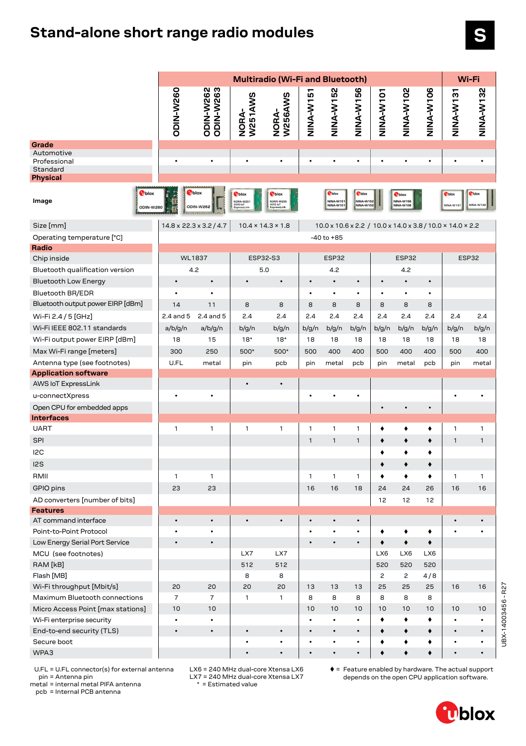# Stand-alone short range radio modules

S

| | Multiradio (Wi-Fi and Bluetooth) | | | | | | | | | | Wi-Fi | |
|---|---|---|---|---|---|---|---|---|---|---|---|---|
| | ODIN-W260 | ODIN-W262 ODIN-W263 | NORA-W251AWS | NORA-W256AWS | NINA-W151 | NINA-W152 | NINA-W156 | NINA-W101 | NINA-W102 | NINA-W106 | NINA-W131 | NINA-W132 |
| **Grade** | | | | | | | | | | | | |
| Automotive | | | | | | | | | | | | |
| Professional | • | • | • | • | • | • | • | • | • | • | • | • |
| Standard | | | | | | | | | | | | |
| **Physical** | | | | | | | | | | | | |
| Image | | | | | | | | | | | | |
| Size [mm] | 14.8 x 22.3 x 3.2 / 4.7 | | 10.4 × 14.3 × 1.8 | | 10.0 x 10.6 x 2.2 / 10.0 x 14.0 x 3.8 / 10.0 × 14.0 × 2.2 | | | | | | | |
| Operating temperature [°C] | -40 to +85 | | | | | | | | | | | |
| **Radio** | | | | | | | | | | | | |
| Chip inside | WL1837 | | ESP32-S3 | | ESP32 | | | ESP32 | | | ESP32 | |
| Bluetooth qualification version | 4.2 | | 5.0 | | 4.2 | | | 4.2 | | | | |
| Bluetooth Low Energy | • | • | • | • | • | • | • | • | • | • | | |
| Bluetooth BR/EDR | • | • | | | • | • | • | • | • | • | | |
| Bluetooth output power EIRP [dBm] | 14 | 11 | 8 | 8 | 8 | 8 | 8 | 8 | 8 | 8 | | |
| Wi-Fi 2.4 / 5 [GHz] | 2.4 and 5 | 2.4 and 5 | 2.4 | 2.4 | 2.4 | 2.4 | 2.4 | 2.4 | 2.4 | 2.4 | 2.4 | 2.4 |
| Wi-Fi IEEE 802.11 standards | a/b/g/n | a/b/g/n | b/g/n | b/g/n | b/g/n | b/g/n | b/g/n | b/g/n | b/g/n | b/g/n | b/g/n | b/g/n |
| Wi-Fi output power EIRP [dBm] | 18 | 15 | 18* | 18* | 18 | 18 | 18 | 18 | 18 | 18 | 18 | 18 |
| Max Wi-Fi range [meters] | 300 | 250 | 500* | 500* | 500 | 400 | 400 | 500 | 400 | 400 | 500 | 400 |
| Antenna type (see footnotes) | U.FL | metal | pin | pcb | pin | metal | pcb | pin | metal | pcb | pin | metal |
| **Application software** | | | | | | | | | | | | |
| AWS IoT ExpressLink | | | • | • | | | | | | | | |
| u-connectXpress | • | • | | | • | • | • | | | | • | • |
| Open CPU for embedded apps | | | | | | | | • | • | • | | |
| **Interfaces** | | | | | | | | | | | | |
| UART | 1 | 1 | 1 | 1 | 1 | 1 | 1 | ♦ | ♦ | ♦ | 1 | 1 |
| SPI | | | | | 1 | 1 | 1 | ♦ | ♦ | ♦ | 1 | 1 |
| I2C | | | | | | | | ♦ | ♦ | ♦ | | |
| I2S | | | | | | | | ♦ | ♦ | ♦ | | |
| RMII | 1 | 1 | | | 1 | 1 | 1 | ♦ | ♦ | ♦ | 1 | 1 |
| GPIO pins | 23 | 23 | | | 16 | 16 | 18 | 24 | 24 | 26 | 16 | 16 |
| AD converters [number of bits] | | | | | | | | 12 | 12 | 12 | | |
| **Features** | | | | | | | | | | | | |
| AT command interface | • | • | • | • | • | • | • | | | | • | • |
| Point-to-Point Protocol | • | • | | | • | • | • | ♦ | ♦ | ♦ | • | • |
| Low Energy Serial Port Service | • | • | | | • | • | • | ♦ | ♦ | ♦ | | |
| MCU (see footnotes) | | | LX7 | LX7 | | | | LX6 | LX6 | LX6 | | |
| RAM [kB] | | | 512 | 512 | | | | 520 | 520 | 520 | | |
| Flash [MB] | | | 8 | 8 | | | | 2 | 2 | 4 / 8 | | |
| Wi-Fi throughput [Mbit/s] | 20 | 20 | 20 | 20 | 13 | 13 | 13 | 25 | 25 | 25 | 16 | 16 |
| Maximum Bluetooth connections | 7 | 7 | 1 | 1 | 8 | 8 | 8 | 8 | 8 | 8 | | |
| Micro Access Point [max stations] | 10 | 10 | | | 10 | 10 | 10 | 10 | 10 | 10 | 10 | 10 |
| Wi-Fi enterprise security | • | • | | | • | • | • | ♦ | ♦ | ♦ | • | • |
| End-to-end security (TLS) | • | • | • | • | • | • | • | ♦ | ♦ | ♦ | • | • |
| Secure boot | | | • | • | • | • | • | ♦ | ♦ | ♦ | • | • |
| WPA3 | | | • | • | • | • | • | ♦ | ♦ | ♦ | • | • |

U.FL = U.FL connector(s) for external antenna
pin = Antenna pin
metal = internal metal PIFA antenna
pcb = Internal PCB antenna

LX6 = 240 MHz dual-core Xtensa LX6
LX7 = 240 MHz dual-core Xtensa LX7
* = Estimated value

♦ = Feature enabled by hardware. The actual support depends on the open CPU application software.

UBX-14003456 - R27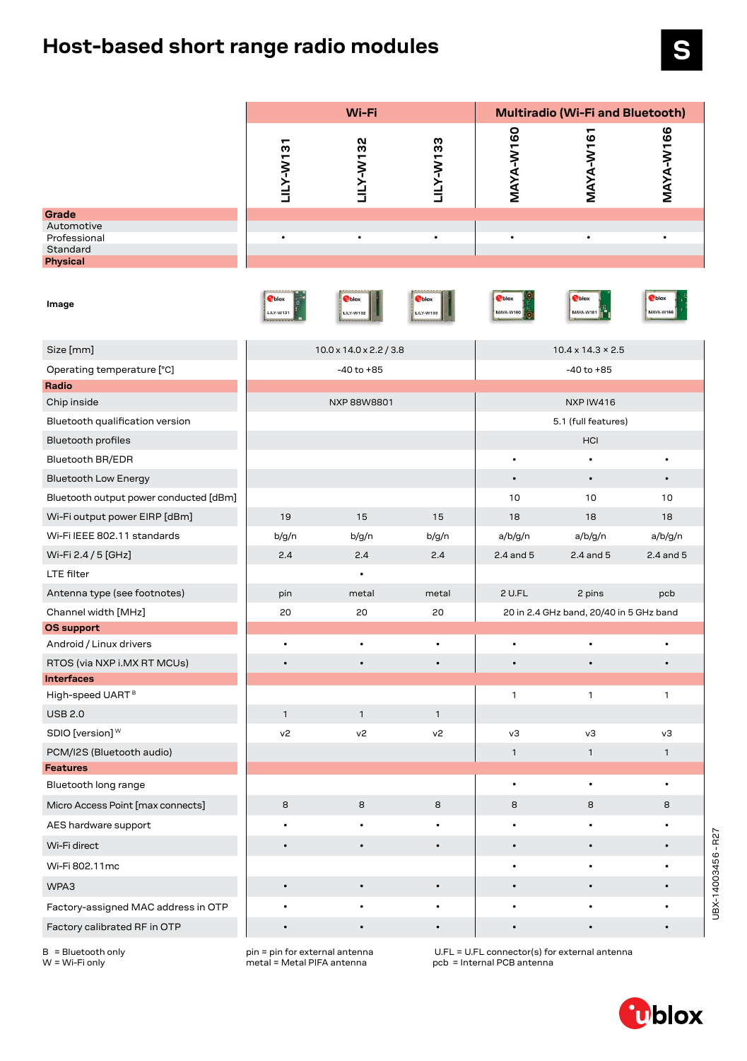# Host-based short range radio modules

S

| | Wi-Fi | | | Multiradio (Wi-Fi and Bluetooth) | | |
|---|---|---|---|---|---|---|
| | LILY-W131 | LILY-W132 | LILY-W133 | MAYA-W160 | MAYA-W161 | MAYA-W166 |
| **Grade** | | | | | | |
| Automotive | | | | | | |
| Professional | • | • | • | • | • | • |
| Standard | | | | | | |
| **Physical** | | | | | | |
| Image | | | | | | |
| Size [mm] | 10.0 x 14.0 x 2.2 / 3.8 | | | 10.4 x 14.3 × 2.5 | | |
| Operating temperature [°C] | -40 to +85 | | | -40 to +85 | | |
| **Radio** | | | | | | |
| Chip inside | NXP 88W8801 | | | NXP IW416 | | |
| Bluetooth qualification version | | | | 5.1 (full features) | | |
| Bluetooth profiles | | | | HCI | | |
| Bluetooth BR/EDR | | | | • | • | • |
| Bluetooth Low Energy | | | | • | • | • |
| Bluetooth output power conducted [dBm] | | | | 10 | 10 | 10 |
| Wi-Fi output power EIRP [dBm] | 19 | 15 | 15 | 18 | 18 | 18 |
| Wi-Fi IEEE 802.11 standards | b/g/n | b/g/n | b/g/n | a/b/g/n | a/b/g/n | a/b/g/n |
| Wi-Fi 2.4 / 5 [GHz] | 2.4 | 2.4 | 2.4 | 2.4 and 5 | 2.4 and 5 | 2.4 and 5 |
| LTE filter | | • | | | | |
| Antenna type (see footnotes) | pin | metal | metal | 2 U.FL | 2 pins | pcb |
| Channel width [MHz] | 20 | 20 | 20 | 20 in 2.4 GHz band, 20/40 in 5 GHz band | | |
| **OS support** | | | | | | |
| Android / Linux drivers | • | • | • | • | • | • |
| RTOS (via NXP i.MX RT MCUs) | • | • | • | • | • | • |
| **Interfaces** | | | | | | |
| High-speed UART [B] | | | | 1 | 1 | 1 |
| USB 2.0 | 1 | 1 | 1 | | | |
| SDIO [version] [W] | v2 | v2 | v2 | v3 | v3 | v3 |
| PCM/I2S (Bluetooth audio) | | | | 1 | 1 | 1 |
| **Features** | | | | | | |
| Bluetooth long range | | | | • | • | • |
| Micro Access Point [max connects] | 8 | 8 | 8 | 8 | 8 | 8 |
| AES hardware support | • | • | • | • | • | • |
| Wi-Fi direct | • | • | • | • | • | • |
| Wi-Fi 802.11mc | | | | • | • | • |
| WPA3 | • | • | • | • | • | • |
| Factory-assigned MAC address in OTP | • | • | • | • | • | • |
| Factory calibrated RF in OTP | • | • | • | • | • | • |

B = Bluetooth only
W = Wi-Fi only

pin = pin for external antenna
metal = Metal PIFA antenna

U.FL = U.FL connector(s) for external antenna
pcb = Internal PCB antenna

UBX-14003456 - R27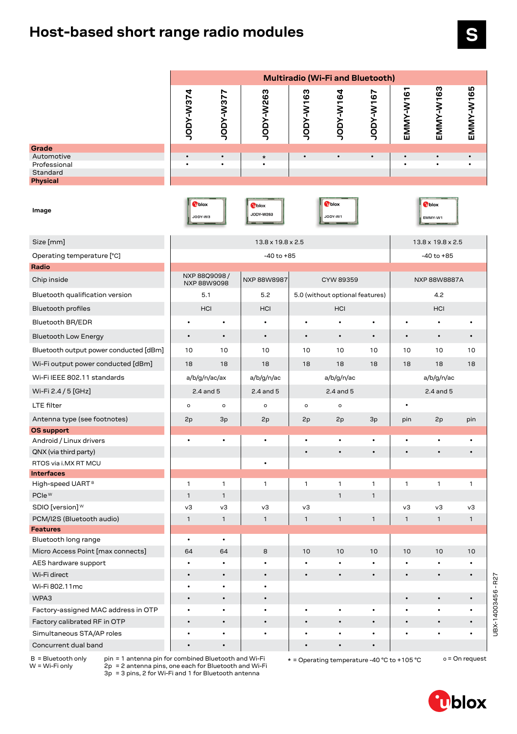# Host-based short range radio modules

| | Multiradio (Wi-Fi and Bluetooth) | | | | | | | | |
|---|---|---|---|---|---|---|---|---|---|
| | JODY-W374 | JODY-W377 | JODY-W263 | JODY-W163 | JODY-W164 | JODY-W167 | EMMY-W161 | EMMY-W163 | EMMY-W165 |
| **Grade** | | | | | | | | | |
| Automotive | • | • | * | • | • | • | • | • | • |
| Professional | • | • | • | | | | • | • | • |
| Standard | | | | | | | | | |
| **Physical** | | | | | | | | | |
| Image | | | | | | | | | |
| Size [mm] | 13.8 x 19.8 x 2.5 | | | | | | 13.8 x 19.8 x 2.5 | | |
| Operating temperature [°C] | -40 to +85 | | | | | | -40 to +85 | | |
| **Radio** | | | | | | | | | |
| Chip inside | NXP 88Q9098 / NXP 88W9098 | | NXP 88W8987 | CYW 89359 | | | NXP 88W8887A | | |
| Bluetooth qualification version | 5.1 | | 5.2 | 5.0 (without optional features) | | | 4.2 | | |
| Bluetooth profiles | HCI | | HCI | HCI | | | HCI | | |
| Bluetooth BR/EDR | • | • | • | • | • | • | • | • | • |
| Bluetooth Low Energy | • | • | • | • | • | • | • | • | • |
| Bluetooth output power conducted [dBm] | 10 | 10 | 10 | 10 | 10 | 10 | 10 | 10 | 10 |
| Wi-Fi output power conducted [dBm] | 18 | 18 | 18 | 18 | 18 | 18 | 18 | 18 | 18 |
| Wi-Fi IEEE 802.11 standards | a/b/g/n/ac/ax | | a/b/g/n/ac | a/b/g/n/ac | | | a/b/g/n/ac | | |
| Wi-Fi 2.4 / 5 [GHz] | 2.4 and 5 | | 2.4 and 5 | 2.4 and 5 | | | 2.4 and 5 | | |
| LTE filter | o | o | o | o | o | | • | | |
| Antenna type (see footnotes) | 2p | 3p | 2p | 2p | 2p | 3p | pin | 2p | pin |
| **OS support** | | | | | | | | | |
| Android / Linux drivers | • | • | • | • | • | • | • | • | • |
| QNX (via third party) | | | | • | • | • | • | • | • |
| RTOS via i.MX RT MCU | | | • | | | | | | |
| **Interfaces** | | | | | | | | | |
| High-speed UART [B] | 1 | 1 | 1 | 1 | 1 | 1 | 1 | 1 | 1 |
| PCIe [W] | 1 | 1 | | | 1 | 1 | | | |
| SDIO [version] [W] | v3 | v3 | v3 | v3 | | | v3 | v3 | v3 |
| PCM/I2S (Bluetooth audio) | 1 | 1 | 1 | 1 | 1 | 1 | 1 | 1 | 1 |
| **Features** | | | | | | | | | |
| Bluetooth long range | • | • | | | | | | | |
| Micro Access Point [max connects] | 64 | 64 | 8 | 10 | 10 | 10 | 10 | 10 | 10 |
| AES hardware support | • | • | • | • | • | • | • | • | • |
| Wi-Fi direct | • | • | • | • | • | • | • | • | • |
| Wi-Fi 802.11mc | • | • | • | | | | | | |
| WPA3 | • | • | • | | | | • | • | • |
| Factory-assigned MAC address in OTP | • | • | • | • | • | • | • | • | • |
| Factory calibrated RF in OTP | • | • | • | • | • | • | • | • | • |
| Simultaneous STA/AP roles | • | • | • | • | • | • | • | • | • |
| Concurrent dual band | • | • | | • | • | • | | | |

B = Bluetooth only
W = Wi-Fi only

pin = 1 antenna pin for combined Bluetooth and Wi-Fi
2p = 2 antenna pins, one each for Bluetooth and Wi-Fi
3p = 3 pins, 2 for Wi-Fi and 1 for Bluetooth antenna

* = Operating temperature -40 °C to +105 °C

o = On request

UBX-14003456 - R27